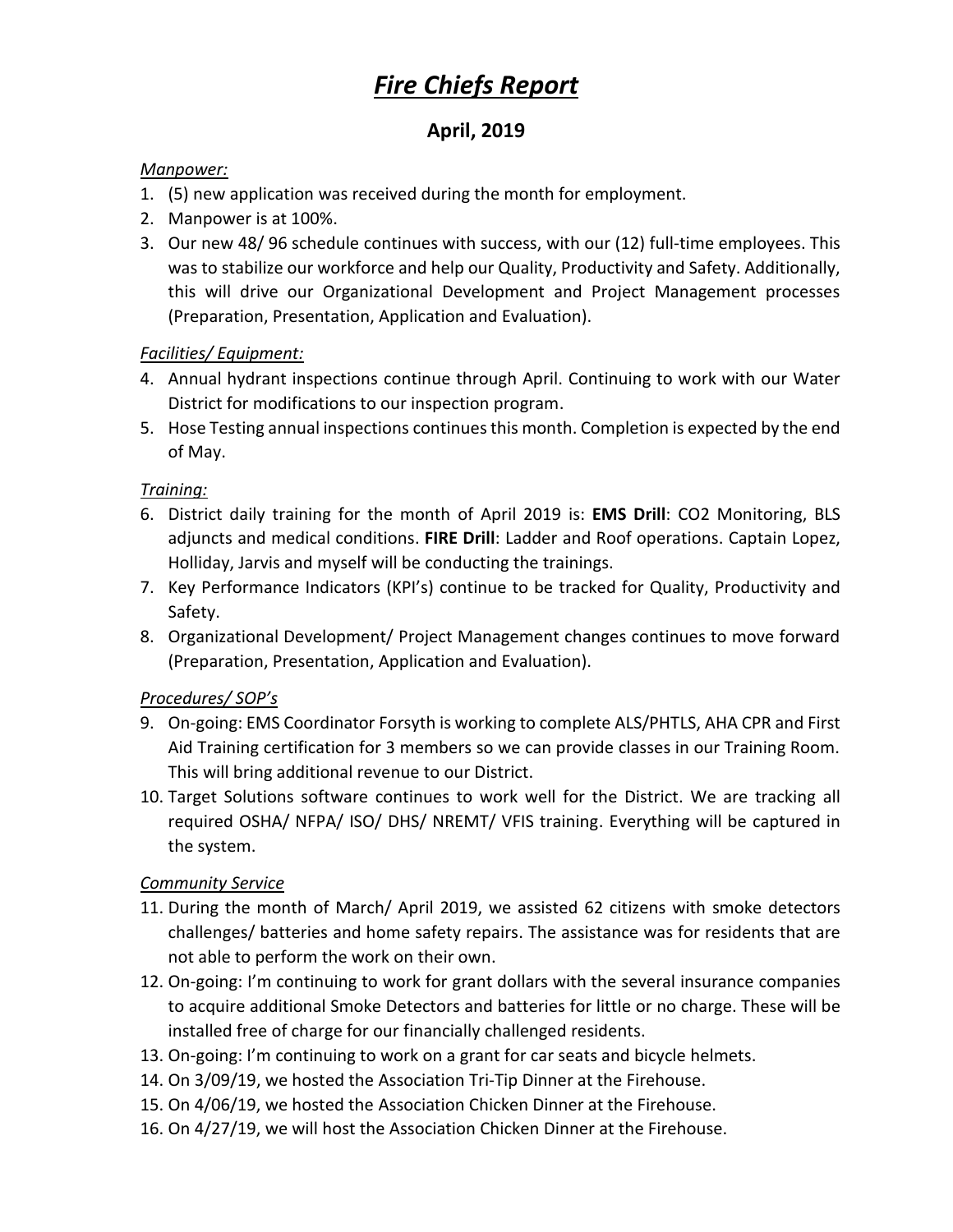# ***Fire Chiefs Report***

## April, 2019

*Manpower:*

1. (5) new application was received during the month for employment.
2. Manpower is at 100%.
3. Our new 48/ 96 schedule continues with success, with our (12) full-time employees. This was to stabilize our workforce and help our Quality, Productivity and Safety. Additionally, this will drive our Organizational Development and Project Management processes (Preparation, Presentation, Application and Evaluation).

*Facilities/ Equipment:*

4. Annual hydrant inspections continue through April. Continuing to work with our Water District for modifications to our inspection program.
5. Hose Testing annual inspections continues this month. Completion is expected by the end of May.

*Training:*

6. District daily training for the month of April 2019 is: **EMS Drill**: $CO_2$ Monitoring, BLS adjuncts and medical conditions. **FIRE Drill**: Ladder and Roof operations. Captain Lopez, Holliday, Jarvis and myself will be conducting the trainings.
7. Key Performance Indicators (KPI's) continue to be tracked for Quality, Productivity and Safety.
8. Organizational Development/ Project Management changes continues to move forward (Preparation, Presentation, Application and Evaluation).

*Procedures/ SOP's*

9. On-going: EMS Coordinator Forsyth is working to complete ALS/PHTLS, AHA CPR and First Aid Training certification for 3 members so we can provide classes in our Training Room. This will bring additional revenue to our District.
10. Target Solutions software continues to work well for the District. We are tracking all required OSHA/ NFPA/ ISO/ DHS/ NREMT/ VFIS training. Everything will be captured in the system.

*Community Service*

11. During the month of March/ April 2019, we assisted 62 citizens with smoke detectors challenges/ batteries and home safety repairs. The assistance was for residents that are not able to perform the work on their own.
12. On-going: I'm continuing to work for grant dollars with the several insurance companies to acquire additional Smoke Detectors and batteries for little or no charge. These will be installed free of charge for our financially challenged residents.
13. On-going: I'm continuing to work on a grant for car seats and bicycle helmets.
14. On 3/09/19, we hosted the Association Tri-Tip Dinner at the Firehouse.
15. On 4/06/19, we hosted the Association Chicken Dinner at the Firehouse.
16. On 4/27/19, we will host the Association Chicken Dinner at the Firehouse.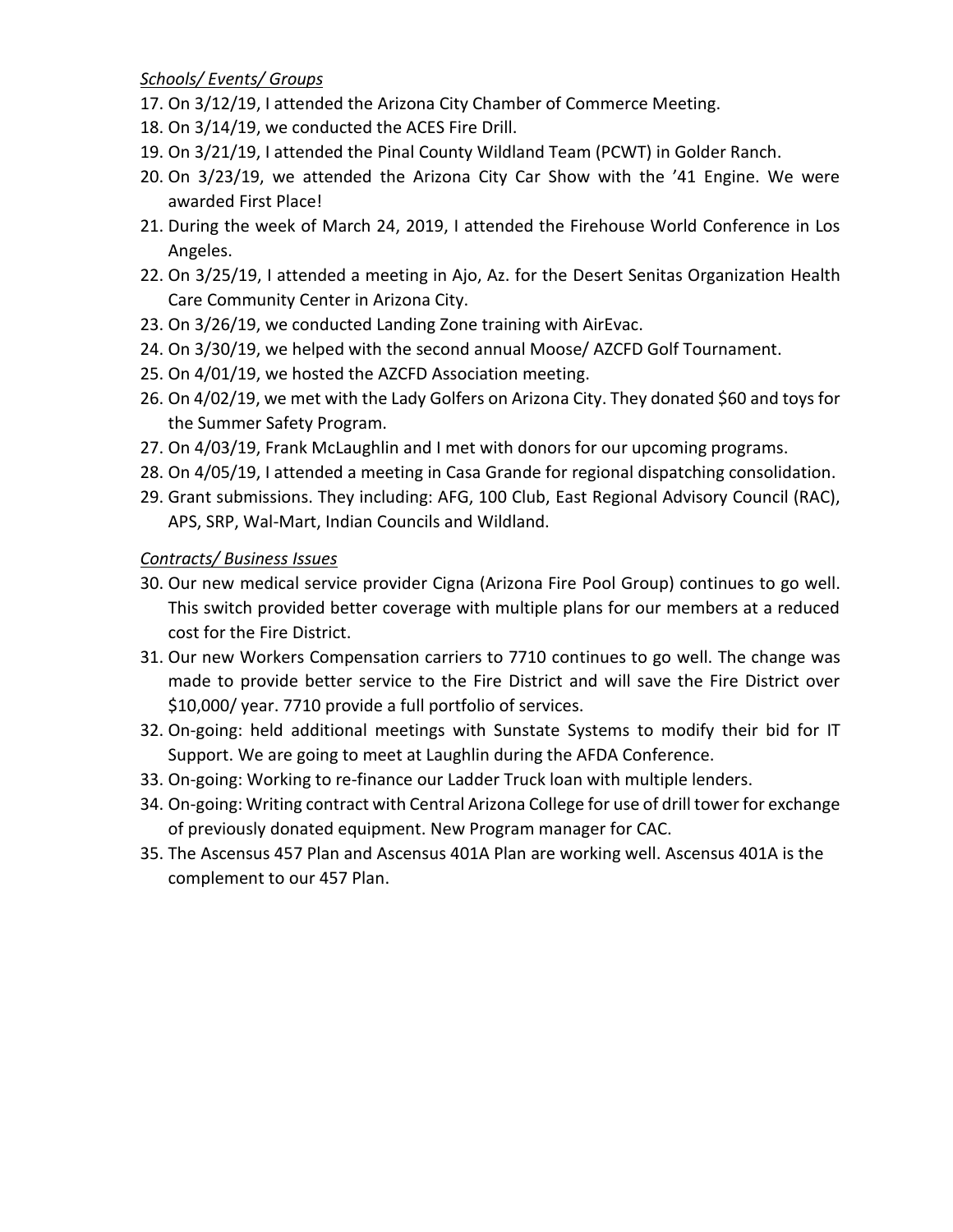*Schools/ Events/ Groups*

17. On 3/12/19, I attended the Arizona City Chamber of Commerce Meeting.
18. On 3/14/19, we conducted the ACES Fire Drill.
19. On 3/21/19, I attended the Pinal County Wildland Team (PCWT) in Golder Ranch.
20. On 3/23/19, we attended the Arizona City Car Show with the '41 Engine. We were awarded First Place!
21. During the week of March 24, 2019, I attended the Firehouse World Conference in Los Angeles.
22. On 3/25/19, I attended a meeting in Ajo, Az. for the Desert Senitas Organization Health Care Community Center in Arizona City.
23. On 3/26/19, we conducted Landing Zone training with AirEvac.
24. On 3/30/19, we helped with the second annual Moose/ AZCFD Golf Tournament.
25. On 4/01/19, we hosted the AZCFD Association meeting.
26. On 4/02/19, we met with the Lady Golfers on Arizona City. They donated $60 and toys for the Summer Safety Program.
27. On 4/03/19, Frank McLaughlin and I met with donors for our upcoming programs.
28. On 4/05/19, I attended a meeting in Casa Grande for regional dispatching consolidation.
29. Grant submissions. They including: AFG, 100 Club, East Regional Advisory Council (RAC), APS, SRP, Wal-Mart, Indian Councils and Wildland.

*Contracts/ Business Issues*

30. Our new medical service provider Cigna (Arizona Fire Pool Group) continues to go well. This switch provided better coverage with multiple plans for our members at a reduced cost for the Fire District.
31. Our new Workers Compensation carriers to 7710 continues to go well. The change was made to provide better service to the Fire District and will save the Fire District over $10,000/ year. 7710 provide a full portfolio of services.
32. On-going: held additional meetings with Sunstate Systems to modify their bid for IT Support. We are going to meet at Laughlin during the AFDA Conference.
33. On-going: Working to re-finance our Ladder Truck loan with multiple lenders.
34. On-going: Writing contract with Central Arizona College for use of drill tower for exchange of previously donated equipment. New Program manager for CAC.
35. The Ascensus 457 Plan and Ascensus 401A Plan are working well. Ascensus 401A is the complement to our 457 Plan.